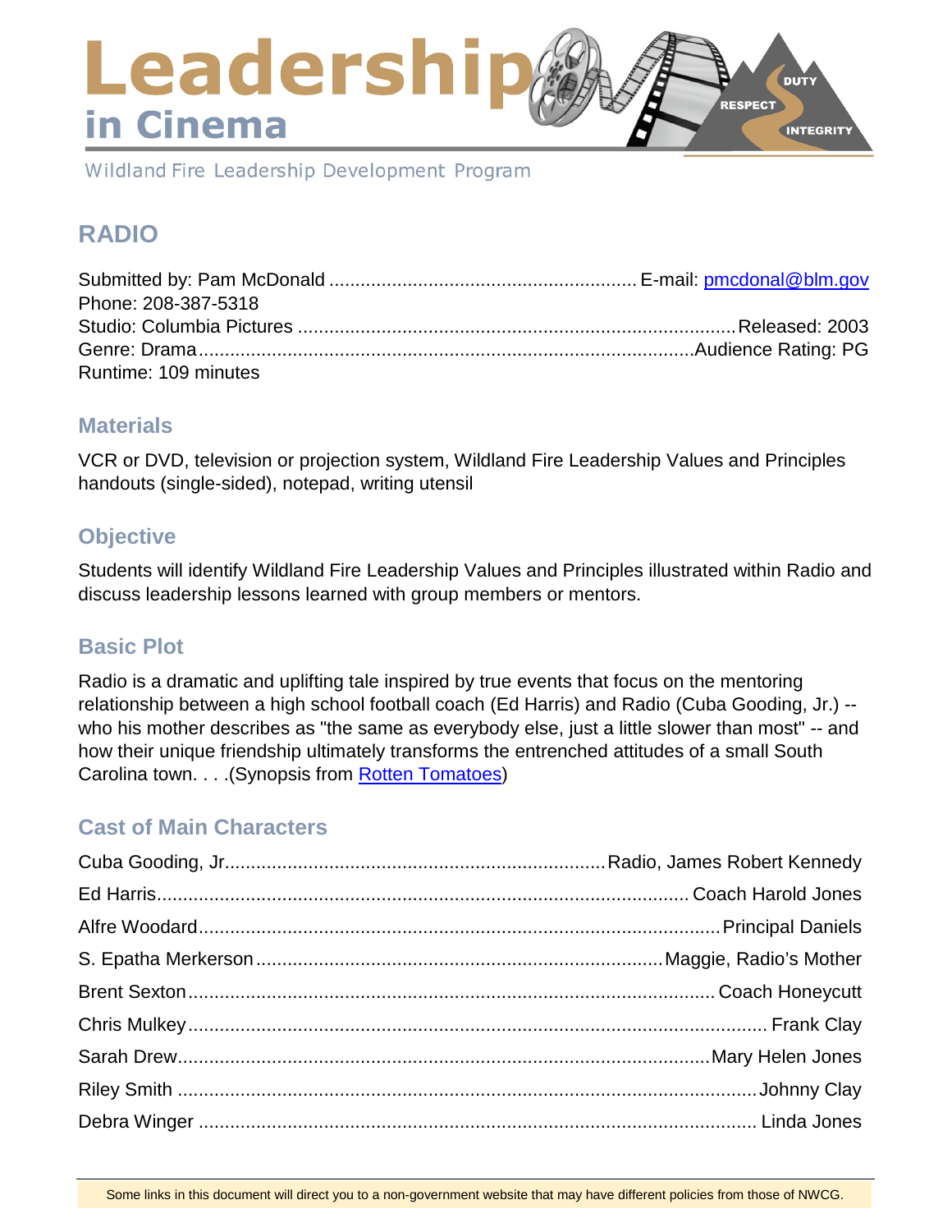# Leadership in Cinema

Wildland Fire Leadership Development Program

## RADIO

Submitted by: Pam McDonald ............ E-mail: [pmcdonal@blm.gov](mailto:pmcdonal@blm.gov)
Phone: 208-387-5318
Studio: Columbia Pictures ............ Released: 2003
Genre: Drama ............ Audience Rating: PG
Runtime: 109 minutes

### Materials

VCR or DVD, television or projection system, Wildland Fire Leadership Values and Principles handouts (single-sided), notepad, writing utensil

### Objective

Students will identify Wildland Fire Leadership Values and Principles illustrated within Radio and discuss leadership lessons learned with group members or mentors.

### Basic Plot

Radio is a dramatic and uplifting tale inspired by true events that focus on the mentoring relationship between a high school football coach (Ed Harris) and Radio (Cuba Gooding, Jr.) -- who his mother describes as "the same as everybody else, just a little slower than most" -- and how their unique friendship ultimately transforms the entrenched attitudes of a small South Carolina town. . . .(Synopsis from [Rotten Tomatoes](#))

### Cast of Main Characters

Cuba Gooding, Jr. ............ Radio, James Robert Kennedy
Ed Harris ............ Coach Harold Jones
Alfre Woodard ............ Principal Daniels
S. Epatha Merkerson ............ Maggie, Radio's Mother
Brent Sexton ............ Coach Honeycutt
Chris Mulkey ............ Frank Clay
Sarah Drew ............ Mary Helen Jones
Riley Smith ............ Johnny Clay
Debra Winger ............ Linda Jones

Some links in this document will direct you to a non-government website that may have different policies from those of NWCG.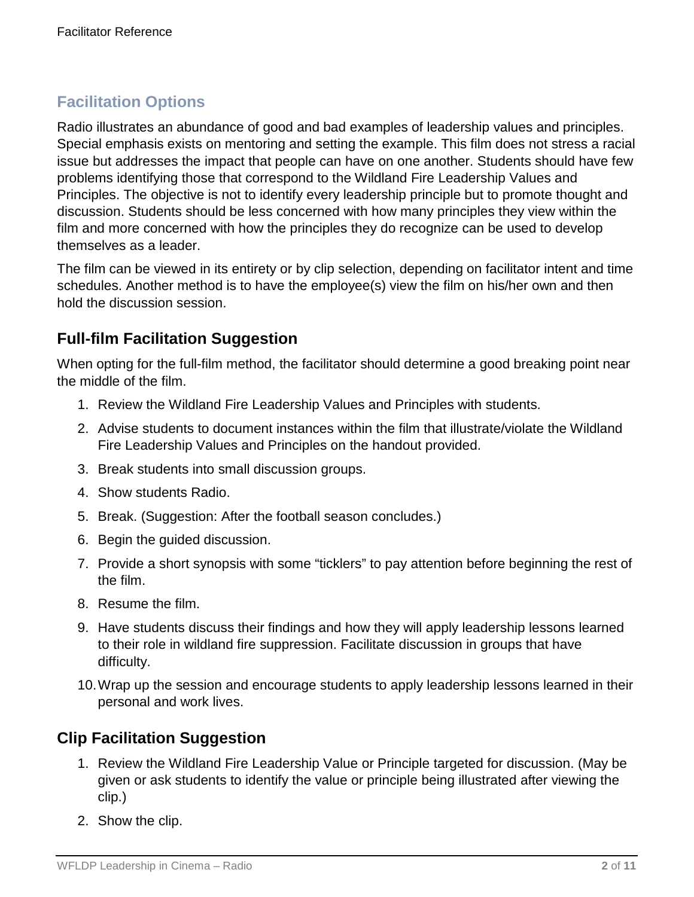## Facilitation Options

Radio illustrates an abundance of good and bad examples of leadership values and principles. Special emphasis exists on mentoring and setting the example. This film does not stress a racial issue but addresses the impact that people can have on one another. Students should have few problems identifying those that correspond to the Wildland Fire Leadership Values and Principles. The objective is not to identify every leadership principle but to promote thought and discussion. Students should be less concerned with how many principles they view within the film and more concerned with how the principles they do recognize can be used to develop themselves as a leader.

The film can be viewed in its entirety or by clip selection, depending on facilitator intent and time schedules. Another method is to have the employee(s) view the film on his/her own and then hold the discussion session.

### Full-film Facilitation Suggestion

When opting for the full-film method, the facilitator should determine a good breaking point near the middle of the film.

1. Review the Wildland Fire Leadership Values and Principles with students.
2. Advise students to document instances within the film that illustrate/violate the Wildland Fire Leadership Values and Principles on the handout provided.
3. Break students into small discussion groups.
4. Show students Radio.
5. Break. (Suggestion: After the football season concludes.)
6. Begin the guided discussion.
7. Provide a short synopsis with some "ticklers" to pay attention before beginning the rest of the film.
8. Resume the film.
9. Have students discuss their findings and how they will apply leadership lessons learned to their role in wildland fire suppression. Facilitate discussion in groups that have difficulty.
10. Wrap up the session and encourage students to apply leadership lessons learned in their personal and work lives.

### Clip Facilitation Suggestion

1. Review the Wildland Fire Leadership Value or Principle targeted for discussion. (May be given or ask students to identify the value or principle being illustrated after viewing the clip.)
2. Show the clip.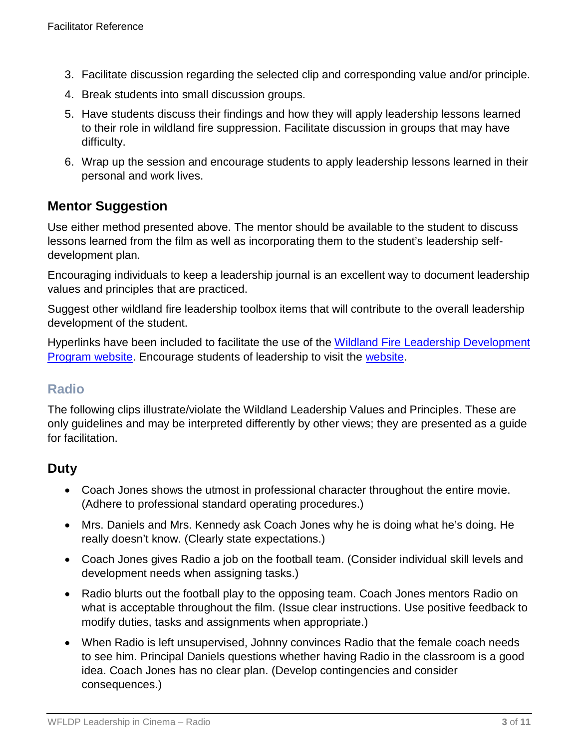3. Facilitate discussion regarding the selected clip and corresponding value and/or principle.
4. Break students into small discussion groups.
5. Have students discuss their findings and how they will apply leadership lessons learned to their role in wildland fire suppression. Facilitate discussion in groups that may have difficulty.
6. Wrap up the session and encourage students to apply leadership lessons learned in their personal and work lives.

## Mentor Suggestion

Use either method presented above. The mentor should be available to the student to discuss lessons learned from the film as well as incorporating them to the student's leadership self-development plan.

Encouraging individuals to keep a leadership journal is an excellent way to document leadership values and principles that are practiced.

Suggest other wildland fire leadership toolbox items that will contribute to the overall leadership development of the student.

Hyperlinks have been included to facilitate the use of the Wildland Fire Leadership Development Program website. Encourage students of leadership to visit the website.

## Radio

The following clips illustrate/violate the Wildland Leadership Values and Principles. These are only guidelines and may be interpreted differently by other views; they are presented as a guide for facilitation.

## Duty

- Coach Jones shows the utmost in professional character throughout the entire movie. (Adhere to professional standard operating procedures.)
- Mrs. Daniels and Mrs. Kennedy ask Coach Jones why he is doing what he's doing. He really doesn't know. (Clearly state expectations.)
- Coach Jones gives Radio a job on the football team. (Consider individual skill levels and development needs when assigning tasks.)
- Radio blurts out the football play to the opposing team. Coach Jones mentors Radio on what is acceptable throughout the film. (Issue clear instructions. Use positive feedback to modify duties, tasks and assignments when appropriate.)
- When Radio is left unsupervised, Johnny convinces Radio that the female coach needs to see him. Principal Daniels questions whether having Radio in the classroom is a good idea. Coach Jones has no clear plan. (Develop contingencies and consider consequences.)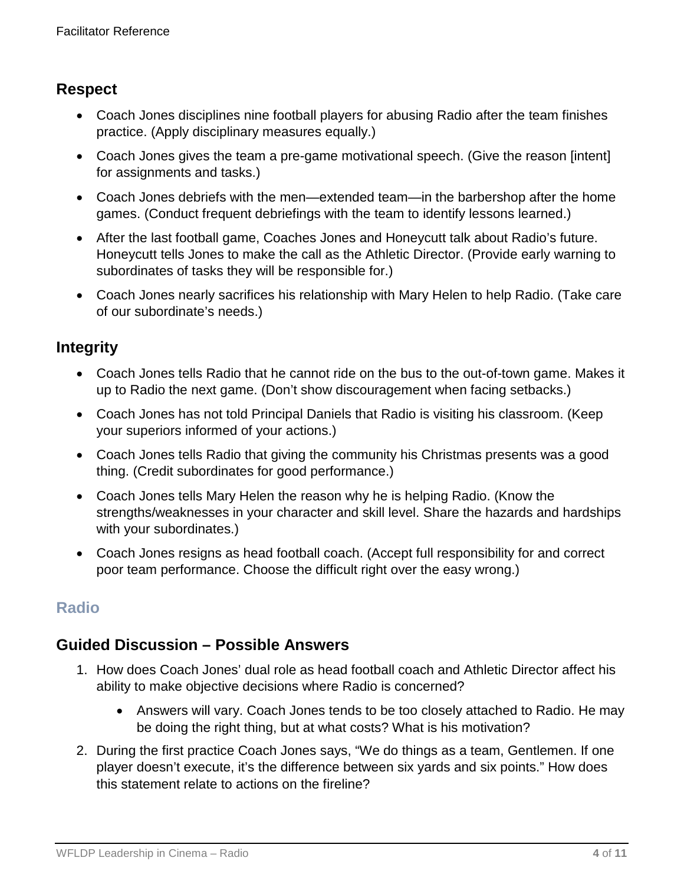## Respect

- Coach Jones disciplines nine football players for abusing Radio after the team finishes practice. (Apply disciplinary measures equally.)
- Coach Jones gives the team a pre-game motivational speech. (Give the reason [intent] for assignments and tasks.)
- Coach Jones debriefs with the men—extended team—in the barbershop after the home games. (Conduct frequent debriefings with the team to identify lessons learned.)
- After the last football game, Coaches Jones and Honeycutt talk about Radio's future. Honeycutt tells Jones to make the call as the Athletic Director. (Provide early warning to subordinates of tasks they will be responsible for.)
- Coach Jones nearly sacrifices his relationship with Mary Helen to help Radio. (Take care of our subordinate's needs.)

## Integrity

- Coach Jones tells Radio that he cannot ride on the bus to the out-of-town game. Makes it up to Radio the next game. (Don't show discouragement when facing setbacks.)
- Coach Jones has not told Principal Daniels that Radio is visiting his classroom. (Keep your superiors informed of your actions.)
- Coach Jones tells Radio that giving the community his Christmas presents was a good thing. (Credit subordinates for good performance.)
- Coach Jones tells Mary Helen the reason why he is helping Radio. (Know the strengths/weaknesses in your character and skill level. Share the hazards and hardships with your subordinates.)
- Coach Jones resigns as head football coach. (Accept full responsibility for and correct poor team performance. Choose the difficult right over the easy wrong.)

# Radio

## Guided Discussion – Possible Answers

1. How does Coach Jones' dual role as head football coach and Athletic Director affect his ability to make objective decisions where Radio is concerned?
    - Answers will vary. Coach Jones tends to be too closely attached to Radio. He may be doing the right thing, but at what costs? What is his motivation?
2. During the first practice Coach Jones says, "We do things as a team, Gentlemen. If one player doesn't execute, it's the difference between six yards and six points." How does this statement relate to actions on the fireline?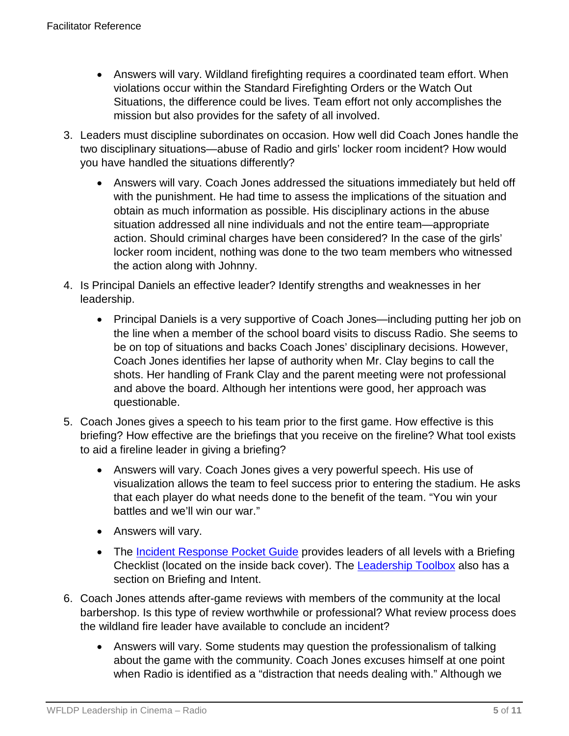- Answers will vary. Wildland firefighting requires a coordinated team effort. When violations occur within the Standard Firefighting Orders or the Watch Out Situations, the difference could be lives. Team effort not only accomplishes the mission but also provides for the safety of all involved.

3. Leaders must discipline subordinates on occasion. How well did Coach Jones handle the two disciplinary situations—abuse of Radio and girls' locker room incident? How would you have handled the situations differently?

   - Answers will vary. Coach Jones addressed the situations immediately but held off with the punishment. He had time to assess the implications of the situation and obtain as much information as possible. His disciplinary actions in the abuse situation addressed all nine individuals and not the entire team—appropriate action. Should criminal charges have been considered? In the case of the girls' locker room incident, nothing was done to the two team members who witnessed the action along with Johnny.

4. Is Principal Daniels an effective leader? Identify strengths and weaknesses in her leadership.

   - Principal Daniels is a very supportive of Coach Jones—including putting her job on the line when a member of the school board visits to discuss Radio. She seems to be on top of situations and backs Coach Jones' disciplinary decisions. However, Coach Jones identifies her lapse of authority when Mr. Clay begins to call the shots. Her handling of Frank Clay and the parent meeting were not professional and above the board. Although her intentions were good, her approach was questionable.

5. Coach Jones gives a speech to his team prior to the first game. How effective is this briefing? How effective are the briefings that you receive on the fireline? What tool exists to aid a fireline leader in giving a briefing?

   - Answers will vary. Coach Jones gives a very powerful speech. His use of visualization allows the team to feel success prior to entering the stadium. He asks that each player do what needs done to the benefit of the team. "You win your battles and we'll win our war."
   - Answers will vary.
   - The Incident Response Pocket Guide provides leaders of all levels with a Briefing Checklist (located on the inside back cover). The Leadership Toolbox also has a section on Briefing and Intent.

6. Coach Jones attends after-game reviews with members of the community at the local barbershop. Is this type of review worthwhile or professional? What review process does the wildland fire leader have available to conclude an incident?

   - Answers will vary. Some students may question the professionalism of talking about the game with the community. Coach Jones excuses himself at one point when Radio is identified as a "distraction that needs dealing with." Although we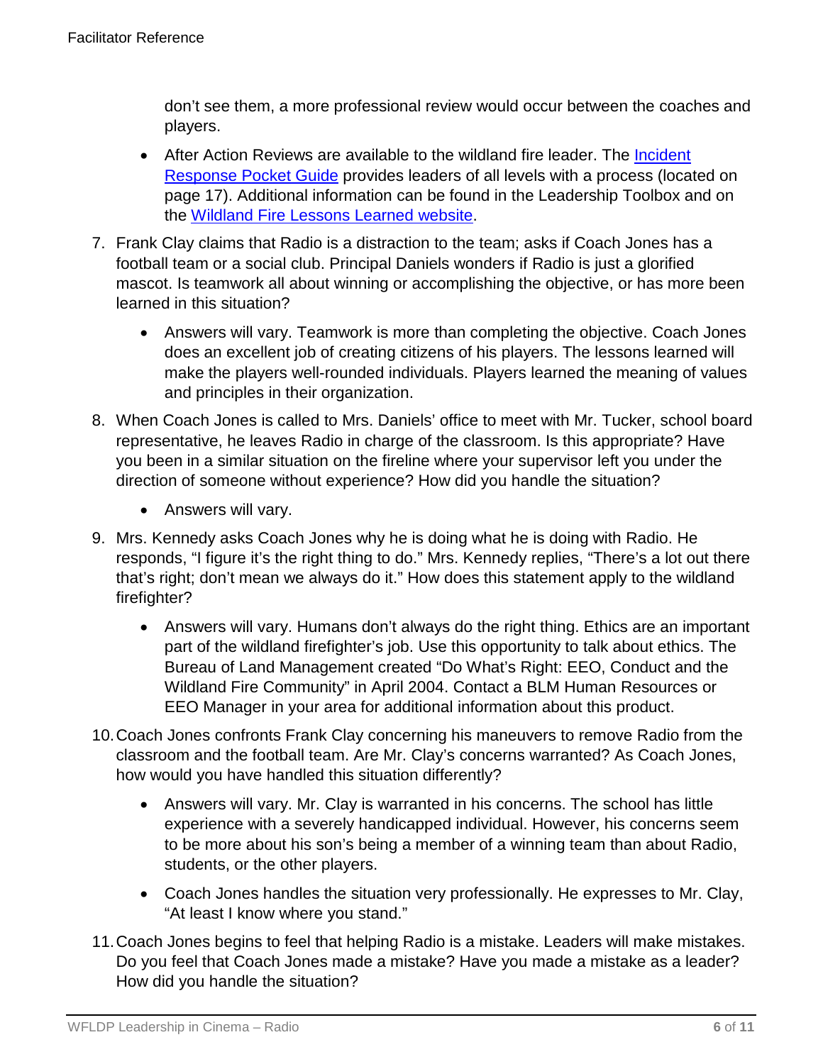don't see them, a more professional review would occur between the coaches and players.

- After Action Reviews are available to the wildland fire leader. The [Incident Response Pocket Guide]() provides leaders of all levels with a process (located on page 17). Additional information can be found in the Leadership Toolbox and on the [Wildland Fire Lessons Learned website]().

7. Frank Clay claims that Radio is a distraction to the team; asks if Coach Jones has a football team or a social club. Principal Daniels wonders if Radio is just a glorified mascot. Is teamwork all about winning or accomplishing the objective, or has more been learned in this situation?
   - Answers will vary. Teamwork is more than completing the objective. Coach Jones does an excellent job of creating citizens of his players. The lessons learned will make the players well-rounded individuals. Players learned the meaning of values and principles in their organization.
8. When Coach Jones is called to Mrs. Daniels' office to meet with Mr. Tucker, school board representative, he leaves Radio in charge of the classroom. Is this appropriate? Have you been in a similar situation on the fireline where your supervisor left you under the direction of someone without experience? How did you handle the situation?
   - Answers will vary.
9. Mrs. Kennedy asks Coach Jones why he is doing what he is doing with Radio. He responds, "I figure it's the right thing to do." Mrs. Kennedy replies, "There's a lot out there that's right; don't mean we always do it." How does this statement apply to the wildland firefighter?
   - Answers will vary. Humans don't always do the right thing. Ethics are an important part of the wildland firefighter's job. Use this opportunity to talk about ethics. The Bureau of Land Management created "Do What's Right: EEO, Conduct and the Wildland Fire Community" in April 2004. Contact a BLM Human Resources or EEO Manager in your area for additional information about this product.
10. Coach Jones confronts Frank Clay concerning his maneuvers to remove Radio from the classroom and the football team. Are Mr. Clay's concerns warranted? As Coach Jones, how would you have handled this situation differently?
    - Answers will vary. Mr. Clay is warranted in his concerns. The school has little experience with a severely handicapped individual. However, his concerns seem to be more about his son's being a member of a winning team than about Radio, students, or the other players.
    - Coach Jones handles the situation very professionally. He expresses to Mr. Clay, "At least I know where you stand."
11. Coach Jones begins to feel that helping Radio is a mistake. Leaders will make mistakes. Do you feel that Coach Jones made a mistake? Have you made a mistake as a leader? How did you handle the situation?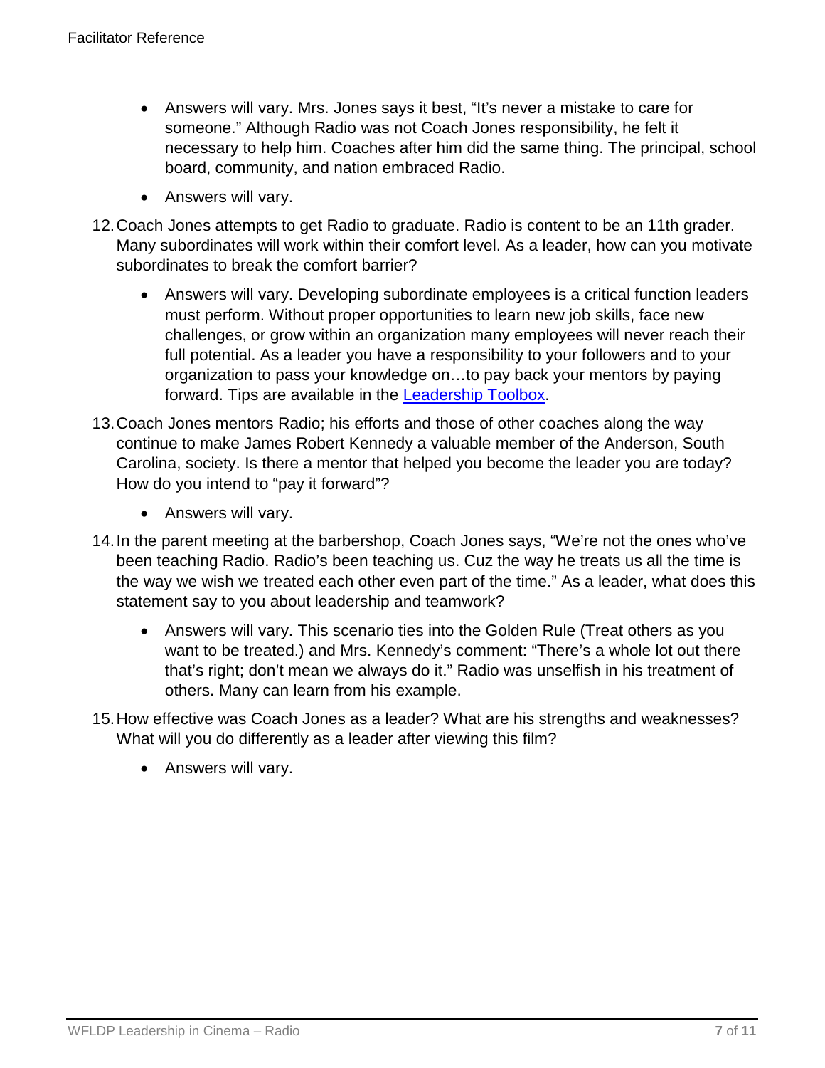- Answers will vary. Mrs. Jones says it best, "It's never a mistake to care for someone." Although Radio was not Coach Jones responsibility, he felt it necessary to help him. Coaches after him did the same thing. The principal, school board, community, and nation embraced Radio.
- Answers will vary.

12. Coach Jones attempts to get Radio to graduate. Radio is content to be an 11th grader. Many subordinates will work within their comfort level. As a leader, how can you motivate subordinates to break the comfort barrier?
    - Answers will vary. Developing subordinate employees is a critical function leaders must perform. Without proper opportunities to learn new job skills, face new challenges, or grow within an organization many employees will never reach their full potential. As a leader you have a responsibility to your followers and to your organization to pass your knowledge on…to pay back your mentors by paying forward. Tips are available in the [Leadership Toolbox](Leadership Toolbox).
13. Coach Jones mentors Radio; his efforts and those of other coaches along the way continue to make James Robert Kennedy a valuable member of the Anderson, South Carolina, society. Is there a mentor that helped you become the leader you are today? How do you intend to "pay it forward"?
    - Answers will vary.
14. In the parent meeting at the barbershop, Coach Jones says, "We're not the ones who've been teaching Radio. Radio's been teaching us. Cuz the way he treats us all the time is the way we wish we treated each other even part of the time." As a leader, what does this statement say to you about leadership and teamwork?
    - Answers will vary. This scenario ties into the Golden Rule (Treat others as you want to be treated.) and Mrs. Kennedy's comment: "There's a whole lot out there that's right; don't mean we always do it." Radio was unselfish in his treatment of others. Many can learn from his example.
15. How effective was Coach Jones as a leader? What are his strengths and weaknesses? What will you do differently as a leader after viewing this film?
    - Answers will vary.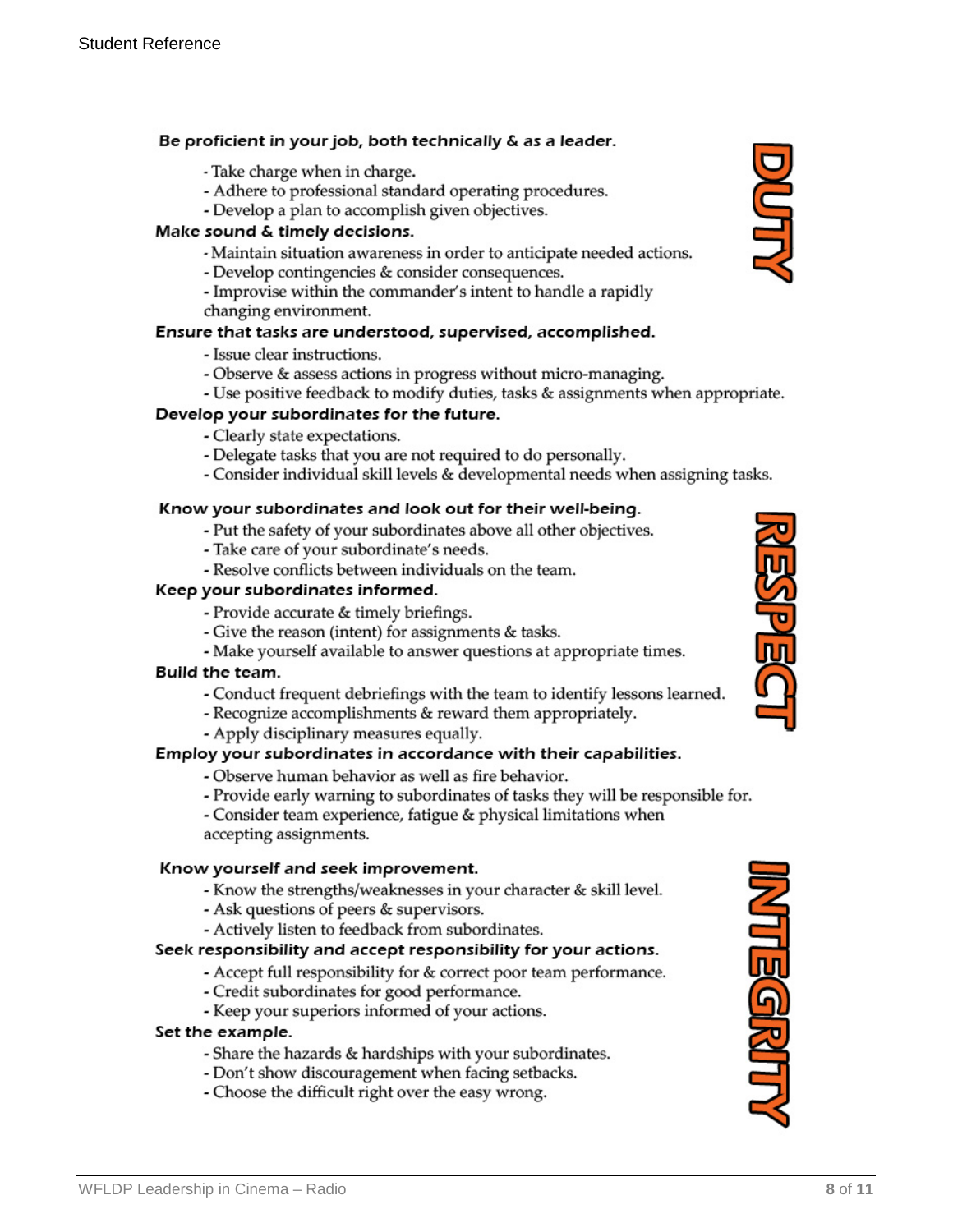## DUTY

**Be proficient in your job, both technically & as a leader.**

- Take charge when in charge.
- Adhere to professional standard operating procedures.
- Develop a plan to accomplish given objectives.

**Make sound & timely decisions.**

- Maintain situation awareness in order to anticipate needed actions.
- Develop contingencies & consider consequences.
- Improvise within the commander's intent to handle a rapidly changing environment.

**Ensure that tasks are understood, supervised, accomplished.**

- Issue clear instructions.
- Observe & assess actions in progress without micro-managing.
- Use positive feedback to modify duties, tasks & assignments when appropriate.

**Develop your subordinates for the future.**

- Clearly state expectations.
- Delegate tasks that you are not required to do personally.
- Consider individual skill levels & developmental needs when assigning tasks.

## RESPECT

**Know your subordinates and look out for their well-being.**

- Put the safety of your subordinates above all other objectives.
- Take care of your subordinate's needs.
- Resolve conflicts between individuals on the team.

**Keep your subordinates informed.**

- Provide accurate & timely briefings.
- Give the reason (intent) for assignments & tasks.
- Make yourself available to answer questions at appropriate times.

**Build the team.**

- Conduct frequent debriefings with the team to identify lessons learned.
- Recognize accomplishments & reward them appropriately.
- Apply disciplinary measures equally.

**Employ your subordinates in accordance with their capabilities.**

- Observe human behavior as well as fire behavior.
- Provide early warning to subordinates of tasks they will be responsible for.
- Consider team experience, fatigue & physical limitations when accepting assignments.

## INTEGRITY

**Know yourself and seek improvement.**

- Know the strengths/weaknesses in your character & skill level.
- Ask questions of peers & supervisors.
- Actively listen to feedback from subordinates.

**Seek responsibility and accept responsibility for your actions.**

- Accept full responsibility for & correct poor team performance.
- Credit subordinates for good performance.
- Keep your superiors informed of your actions.

**Set the example.**

- Share the hazards & hardships with your subordinates.
- Don't show discouragement when facing setbacks.
- Choose the difficult right over the easy wrong.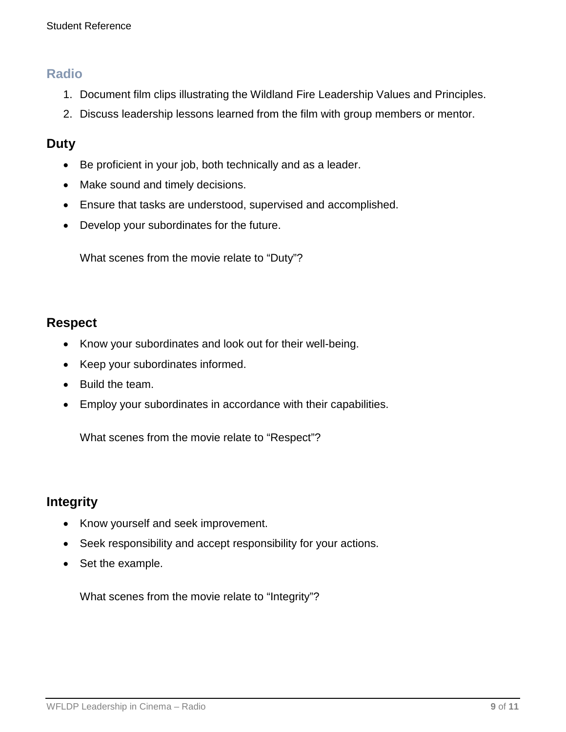## Radio

1. Document film clips illustrating the Wildland Fire Leadership Values and Principles.
2. Discuss leadership lessons learned from the film with group members or mentor.

### Duty

- Be proficient in your job, both technically and as a leader.
- Make sound and timely decisions.
- Ensure that tasks are understood, supervised and accomplished.
- Develop your subordinates for the future.

What scenes from the movie relate to “Duty”?

### Respect

- Know your subordinates and look out for their well-being.
- Keep your subordinates informed.
- Build the team.
- Employ your subordinates in accordance with their capabilities.

What scenes from the movie relate to “Respect”?

### Integrity

- Know yourself and seek improvement.
- Seek responsibility and accept responsibility for your actions.
- Set the example.

What scenes from the movie relate to “Integrity”?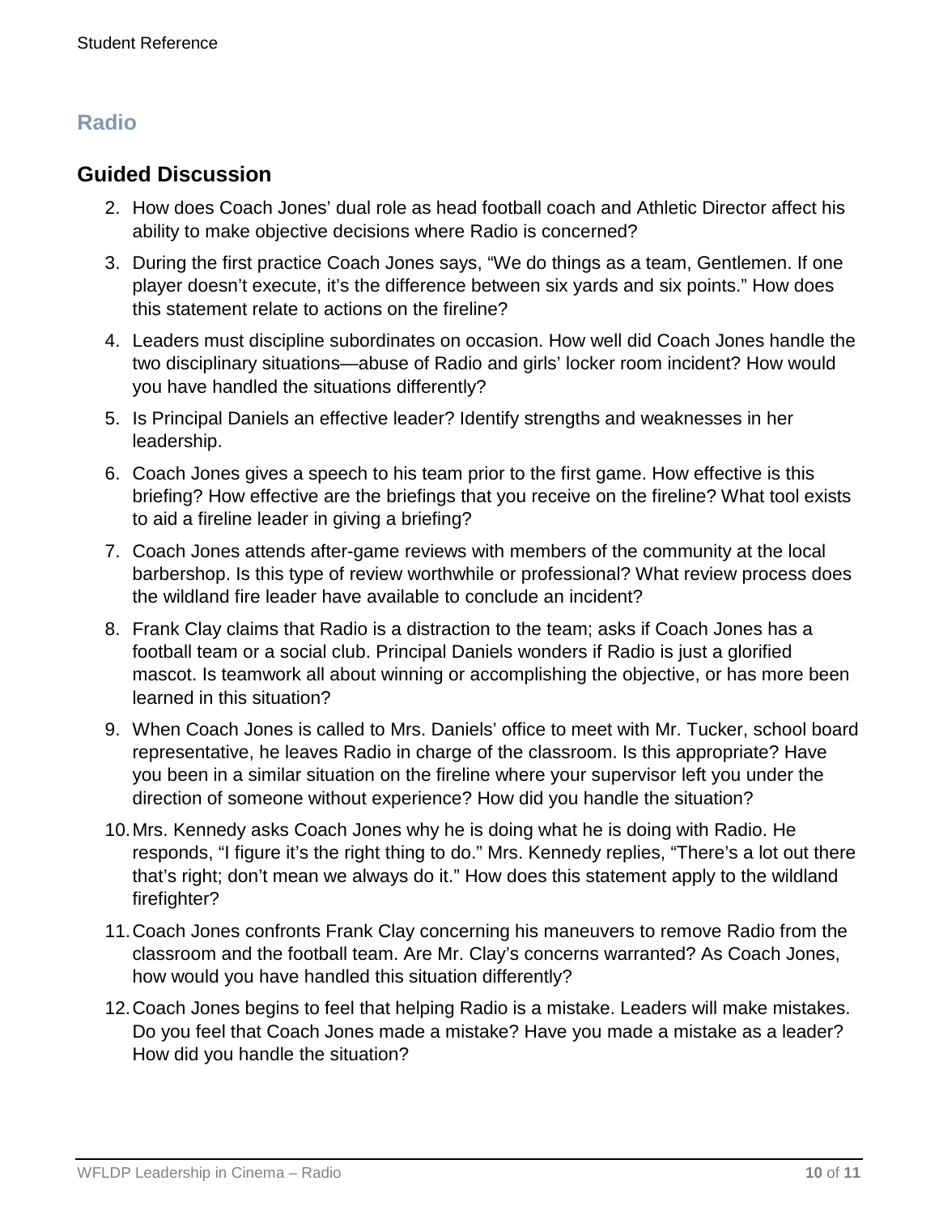## Radio

### Guided Discussion

2. How does Coach Jones' dual role as head football coach and Athletic Director affect his ability to make objective decisions where Radio is concerned?
3. During the first practice Coach Jones says, "We do things as a team, Gentlemen. If one player doesn't execute, it's the difference between six yards and six points." How does this statement relate to actions on the fireline?
4. Leaders must discipline subordinates on occasion. How well did Coach Jones handle the two disciplinary situations—abuse of Radio and girls' locker room incident? How would you have handled the situations differently?
5. Is Principal Daniels an effective leader? Identify strengths and weaknesses in her leadership.
6. Coach Jones gives a speech to his team prior to the first game. How effective is this briefing? How effective are the briefings that you receive on the fireline? What tool exists to aid a fireline leader in giving a briefing?
7. Coach Jones attends after-game reviews with members of the community at the local barbershop. Is this type of review worthwhile or professional? What review process does the wildland fire leader have available to conclude an incident?
8. Frank Clay claims that Radio is a distraction to the team; asks if Coach Jones has a football team or a social club. Principal Daniels wonders if Radio is just a glorified mascot. Is teamwork all about winning or accomplishing the objective, or has more been learned in this situation?
9. When Coach Jones is called to Mrs. Daniels' office to meet with Mr. Tucker, school board representative, he leaves Radio in charge of the classroom. Is this appropriate? Have you been in a similar situation on the fireline where your supervisor left you under the direction of someone without experience? How did you handle the situation?
10. Mrs. Kennedy asks Coach Jones why he is doing what he is doing with Radio. He responds, "I figure it's the right thing to do." Mrs. Kennedy replies, "There's a lot out there that's right; don't mean we always do it." How does this statement apply to the wildland firefighter?
11. Coach Jones confronts Frank Clay concerning his maneuvers to remove Radio from the classroom and the football team. Are Mr. Clay's concerns warranted? As Coach Jones, how would you have handled this situation differently?
12. Coach Jones begins to feel that helping Radio is a mistake. Leaders will make mistakes. Do you feel that Coach Jones made a mistake? Have you made a mistake as a leader? How did you handle the situation?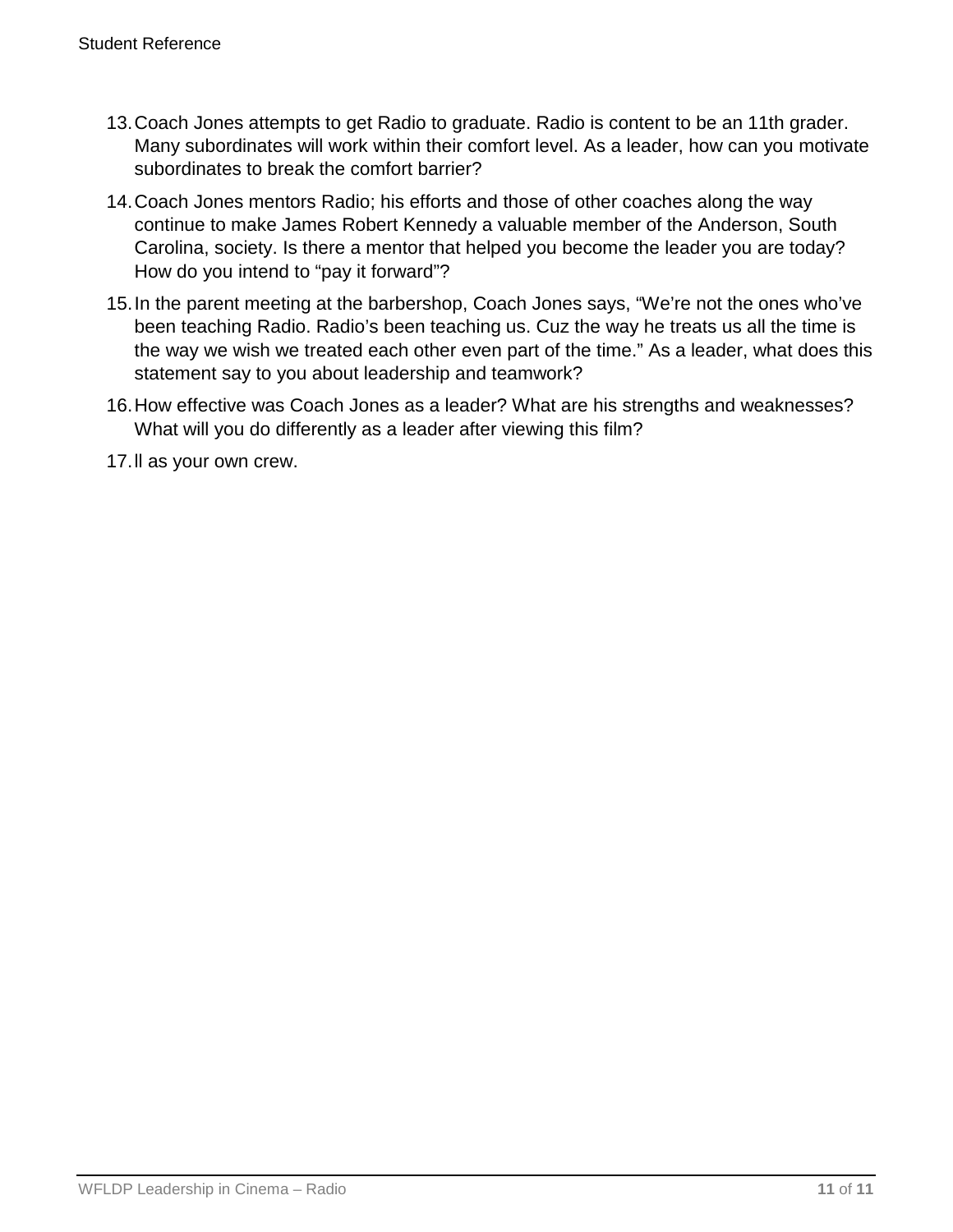13. Coach Jones attempts to get Radio to graduate. Radio is content to be an 11th grader. Many subordinates will work within their comfort level. As a leader, how can you motivate subordinates to break the comfort barrier?
14. Coach Jones mentors Radio; his efforts and those of other coaches along the way continue to make James Robert Kennedy a valuable member of the Anderson, South Carolina, society. Is there a mentor that helped you become the leader you are today? How do you intend to "pay it forward"?
15. In the parent meeting at the barbershop, Coach Jones says, "We're not the ones who've been teaching Radio. Radio's been teaching us. Cuz the way he treats us all the time is the way we wish we treated each other even part of the time." As a leader, what does this statement say to you about leadership and teamwork?
16. How effective was Coach Jones as a leader? What are his strengths and weaknesses? What will you do differently as a leader after viewing this film?
17. ll as your own crew.